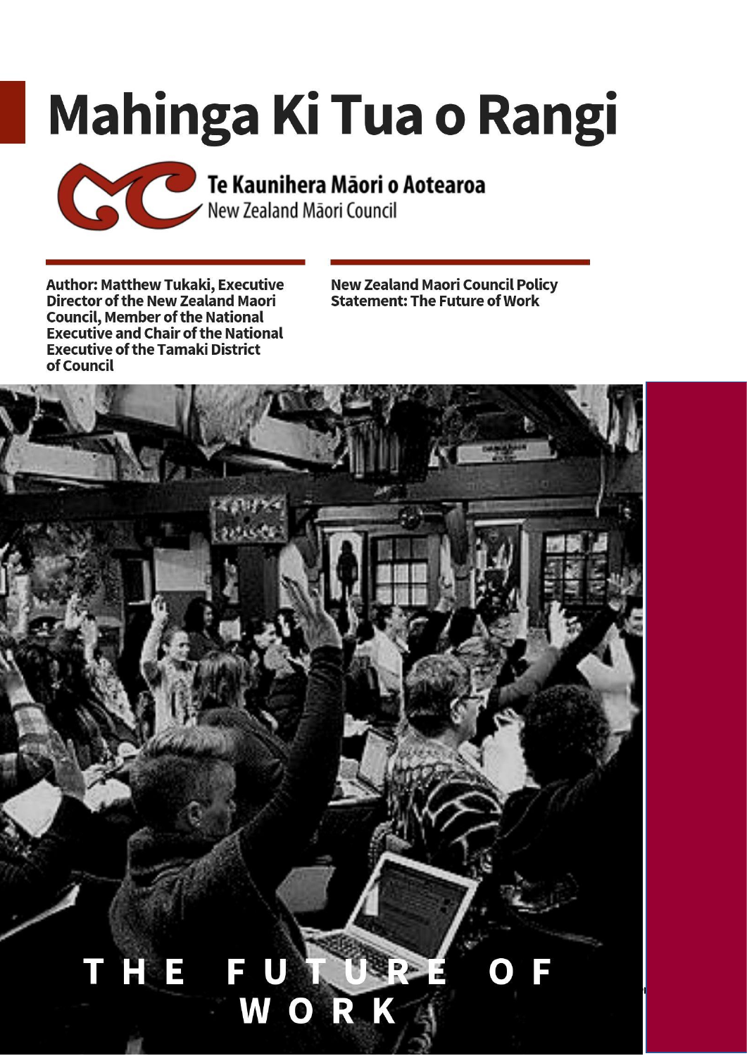# Mahinga Ki Tua o Rangi

Te Kaunihera Māori o Aotearoa
New Zealand Māori Council

**Author: Matthew Tukaki, Executive Director of the New Zealand Maori Council, Member of the National Executive and Chair of the National Executive of the Tamaki District of Council**

**New Zealand Maori Council Policy Statement: The Future of Work**

**THE FUTURE OF WORK**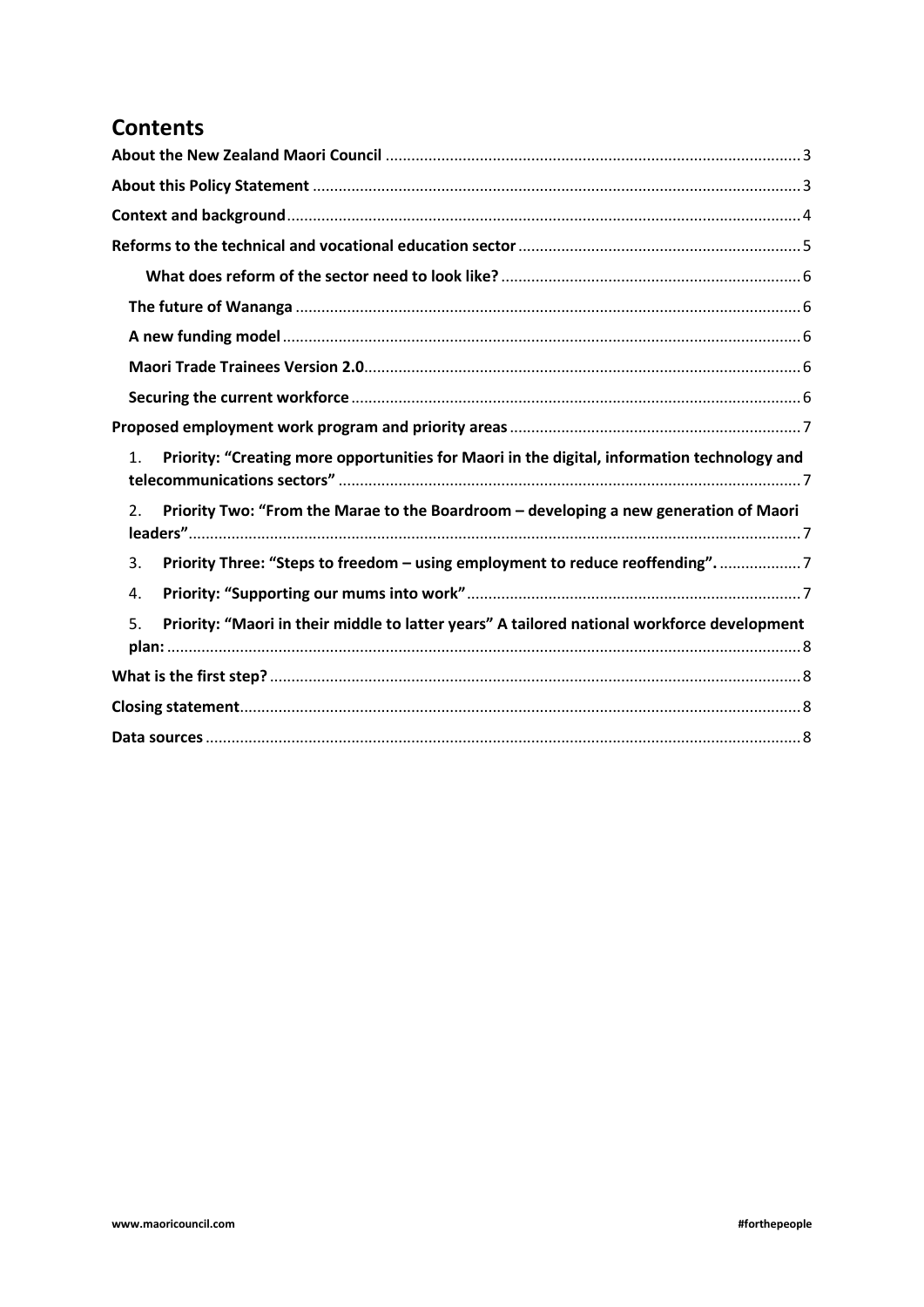# Contents

About the New Zealand Maori Council ... 3

About this Policy Statement ... 3

Context and background ... 4

Reforms to the technical and vocational education sector ... 5

- What does reform of the sector need to look like? ... 6
- The future of Wananga ... 6
- A new funding model ... 6
- Maori Trade Trainees Version 2.0 ... 6
- Securing the current workforce ... 6

Proposed employment work program and priority areas ... 7

1. Priority: "Creating more opportunities for Maori in the digital, information technology and telecommunications sectors" ... 7
2. Priority Two: "From the Marae to the Boardroom – developing a new generation of Maori leaders" ... 7
3. Priority Three: "Steps to freedom – using employment to reduce reoffending". ... 7
4. Priority: "Supporting our mums into work" ... 7
5. Priority: "Maori in their middle to latter years" A tailored national workforce development plan: ... 8

What is the first step? ... 8

Closing statement ... 8

Data sources ... 8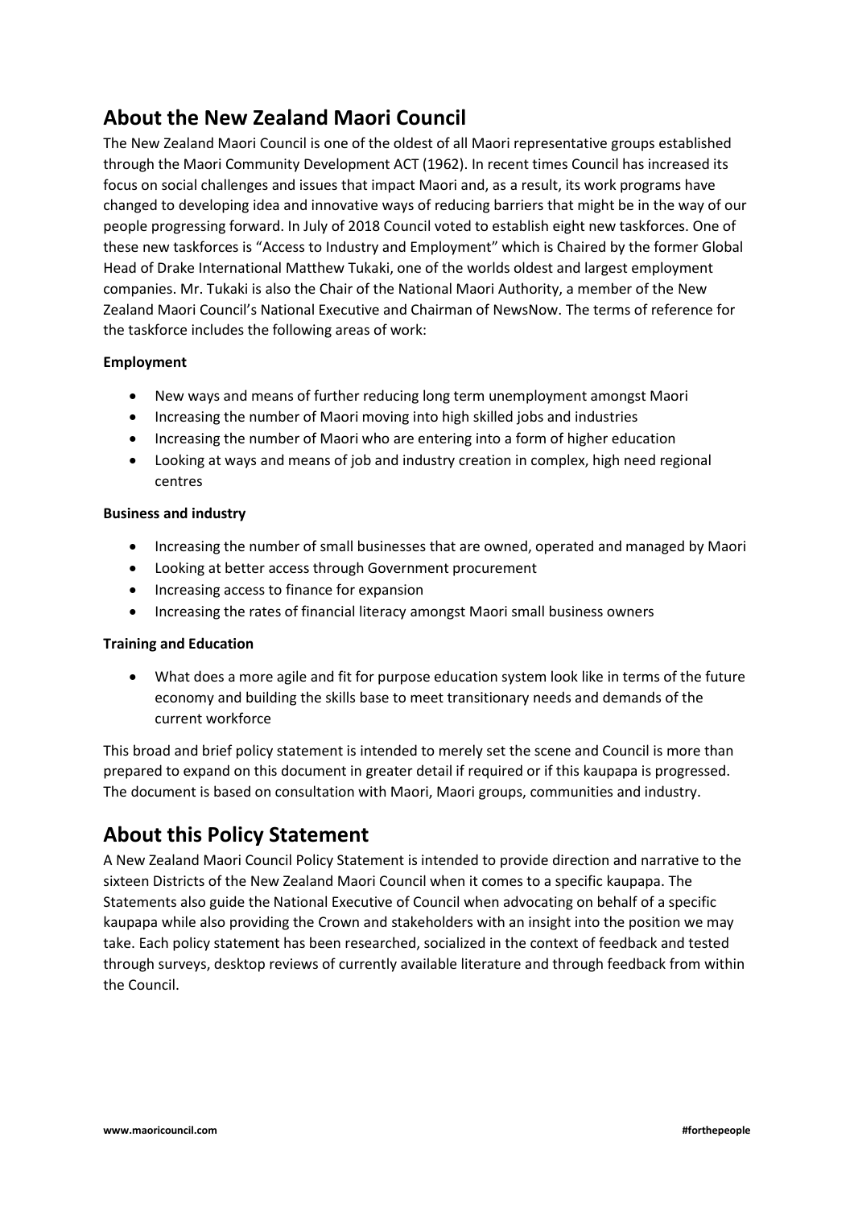## About the New Zealand Maori Council

The New Zealand Maori Council is one of the oldest of all Maori representative groups established through the Maori Community Development ACT (1962). In recent times Council has increased its focus on social challenges and issues that impact Maori and, as a result, its work programs have changed to developing idea and innovative ways of reducing barriers that might be in the way of our people progressing forward. In July of 2018 Council voted to establish eight new taskforces. One of these new taskforces is "Access to Industry and Employment" which is Chaired by the former Global Head of Drake International Matthew Tukaki, one of the worlds oldest and largest employment companies. Mr. Tukaki is also the Chair of the National Maori Authority, a member of the New Zealand Maori Council's National Executive and Chairman of NewsNow. The terms of reference for the taskforce includes the following areas of work:

**Employment**

- New ways and means of further reducing long term unemployment amongst Maori
- Increasing the number of Maori moving into high skilled jobs and industries
- Increasing the number of Maori who are entering into a form of higher education
- Looking at ways and means of job and industry creation in complex, high need regional centres

**Business and industry**

- Increasing the number of small businesses that are owned, operated and managed by Maori
- Looking at better access through Government procurement
- Increasing access to finance for expansion
- Increasing the rates of financial literacy amongst Maori small business owners

**Training and Education**

- What does a more agile and fit for purpose education system look like in terms of the future economy and building the skills base to meet transitionary needs and demands of the current workforce

This broad and brief policy statement is intended to merely set the scene and Council is more than prepared to expand on this document in greater detail if required or if this kaupapa is progressed. The document is based on consultation with Maori, Maori groups, communities and industry.

## About this Policy Statement

A New Zealand Maori Council Policy Statement is intended to provide direction and narrative to the sixteen Districts of the New Zealand Maori Council when it comes to a specific kaupapa. The Statements also guide the National Executive of Council when advocating on behalf of a specific kaupapa while also providing the Crown and stakeholders with an insight into the position we may take. Each policy statement has been researched, socialized in the context of feedback and tested through surveys, desktop reviews of currently available literature and through feedback from within the Council.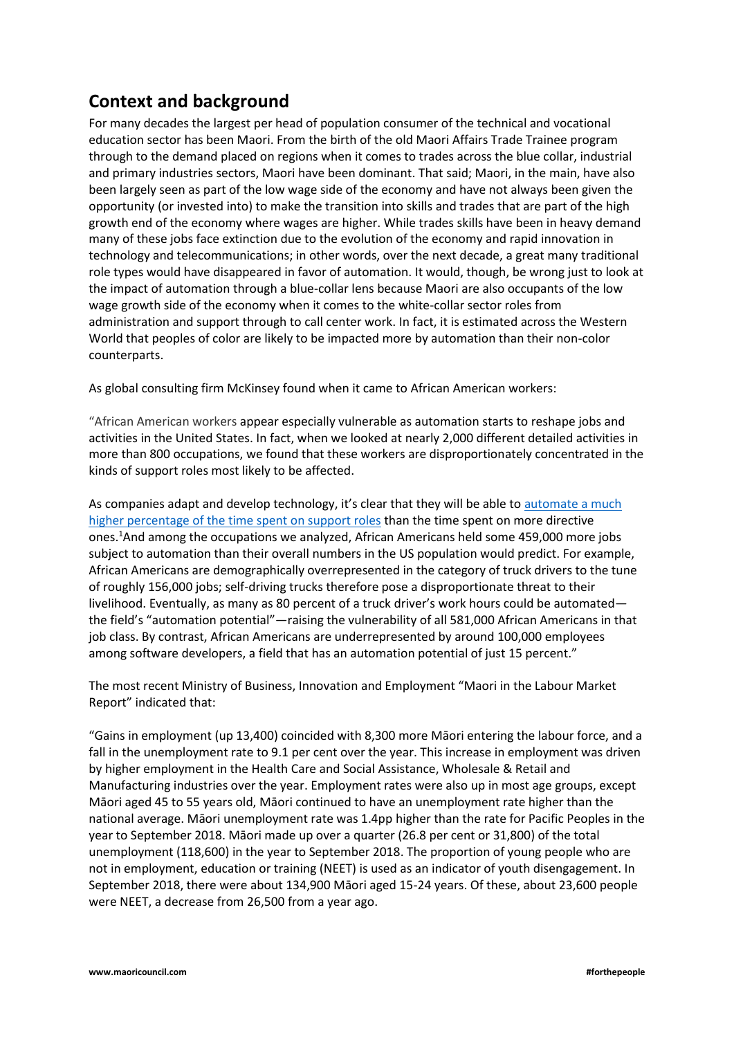## Context and background

For many decades the largest per head of population consumer of the technical and vocational education sector has been Maori. From the birth of the old Maori Affairs Trade Trainee program through to the demand placed on regions when it comes to trades across the blue collar, industrial and primary industries sectors, Maori have been dominant. That said; Maori, in the main, have also been largely seen as part of the low wage side of the economy and have not always been given the opportunity (or invested into) to make the transition into skills and trades that are part of the high growth end of the economy where wages are higher. While trades skills have been in heavy demand many of these jobs face extinction due to the evolution of the economy and rapid innovation in technology and telecommunications; in other words, over the next decade, a great many traditional role types would have disappeared in favor of automation. It would, though, be wrong just to look at the impact of automation through a blue-collar lens because Maori are also occupants of the low wage growth side of the economy when it comes to the white-collar sector roles from administration and support through to call center work. In fact, it is estimated across the Western World that peoples of color are likely to be impacted more by automation than their non-color counterparts.

As global consulting firm McKinsey found when it came to African American workers:

"African American workers appear especially vulnerable as automation starts to reshape jobs and activities in the United States. In fact, when we looked at nearly 2,000 different detailed activities in more than 800 occupations, we found that these workers are disproportionately concentrated in the kinds of support roles most likely to be affected.

As companies adapt and develop technology, it's clear that they will be able to [automate a much higher percentage of the time spent on support roles]() than the time spent on more directive ones.[1] And among the occupations we analyzed, African Americans held some 459,000 more jobs subject to automation than their overall numbers in the US population would predict. For example, African Americans are demographically overrepresented in the category of truck drivers to the tune of roughly 156,000 jobs; self-driving trucks therefore pose a disproportionate threat to their livelihood. Eventually, as many as 80 percent of a truck driver's work hours could be automated—the field's "automation potential"—raising the vulnerability of all 581,000 African Americans in that job class. By contrast, African Americans are underrepresented by around 100,000 employees among software developers, a field that has an automation potential of just 15 percent."

The most recent Ministry of Business, Innovation and Employment "Maori in the Labour Market Report" indicated that:

"Gains in employment (up 13,400) coincided with 8,300 more Māori entering the labour force, and a fall in the unemployment rate to 9.1 per cent over the year. This increase in employment was driven by higher employment in the Health Care and Social Assistance, Wholesale & Retail and Manufacturing industries over the year. Employment rates were also up in most age groups, except Māori aged 45 to 55 years old, Māori continued to have an unemployment rate higher than the national average. Māori unemployment rate was 1.4pp higher than the rate for Pacific Peoples in the year to September 2018. Māori made up over a quarter (26.8 per cent or 31,800) of the total unemployment (118,600) in the year to September 2018. The proportion of young people who are not in employment, education or training (NEET) is used as an indicator of youth disengagement. In September 2018, there were about 134,900 Māori aged 15-24 years. Of these, about 23,600 people were NEET, a decrease from 26,500 from a year ago.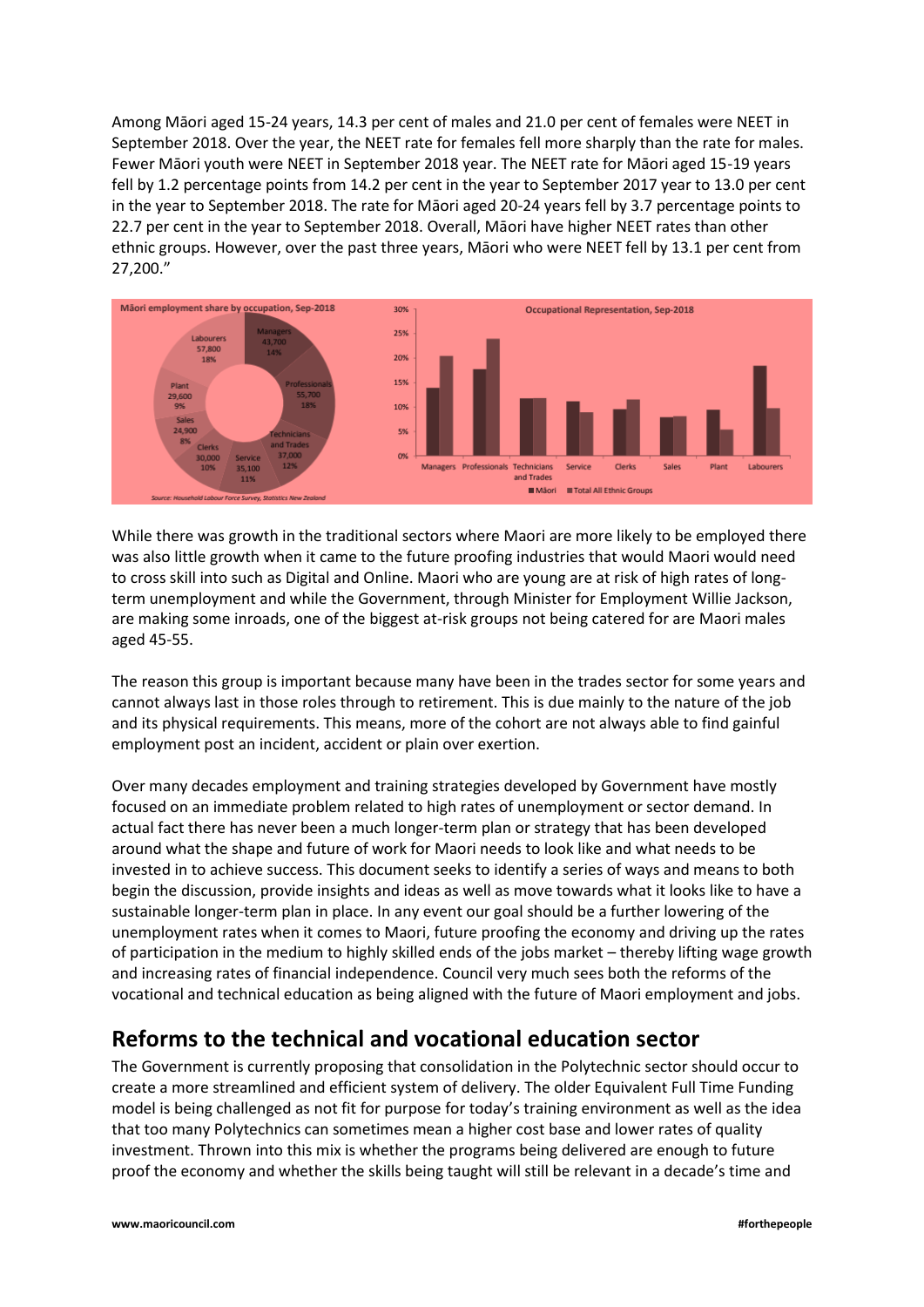Among Māori aged 15-24 years, 14.3 per cent of males and 21.0 per cent of females were NEET in September 2018. Over the year, the NEET rate for females fell more sharply than the rate for males. Fewer Māori youth were NEET in September 2018 year. The NEET rate for Māori aged 15-19 years fell by 1.2 percentage points from 14.2 per cent in the year to September 2017 year to 13.0 per cent in the year to September 2018. The rate for Māori aged 20-24 years fell by 3.7 percentage points to 22.7 per cent in the year to September 2018. Overall, Māori have higher NEET rates than other ethnic groups. However, over the past three years, Māori who were NEET fell by 13.1 per cent from 27,200."

While there was growth in the traditional sectors where Maori are more likely to be employed there was also little growth when it came to the future proofing industries that would Maori would need to cross skill into such as Digital and Online. Maori who are young are at risk of high rates of long-term unemployment and while the Government, through Minister for Employment Willie Jackson, are making some inroads, one of the biggest at-risk groups not being catered for are Maori males aged 45-55.

The reason this group is important because many have been in the trades sector for some years and cannot always last in those roles through to retirement. This is due mainly to the nature of the job and its physical requirements. This means, more of the cohort are not always able to find gainful employment post an incident, accident or plain over exertion.

Over many decades employment and training strategies developed by Government have mostly focused on an immediate problem related to high rates of unemployment or sector demand. In actual fact there has never been a much longer-term plan or strategy that has been developed around what the shape and future of work for Maori needs to look like and what needs to be invested in to achieve success. This document seeks to identify a series of ways and means to both begin the discussion, provide insights and ideas as well as move towards what it looks like to have a sustainable longer-term plan in place. In any event our goal should be a further lowering of the unemployment rates when it comes to Maori, future proofing the economy and driving up the rates of participation in the medium to highly skilled ends of the jobs market – thereby lifting wage growth and increasing rates of financial independence. Council very much sees both the reforms of the vocational and technical education as being aligned with the future of Maori employment and jobs.

## Reforms to the technical and vocational education sector

The Government is currently proposing that consolidation in the Polytechnic sector should occur to create a more streamlined and efficient system of delivery. The older Equivalent Full Time Funding model is being challenged as not fit for purpose for today's training environment as well as the idea that too many Polytechnics can sometimes mean a higher cost base and lower rates of quality investment. Thrown into this mix is whether the programs being delivered are enough to future proof the economy and whether the skills being taught will still be relevant in a decade's time and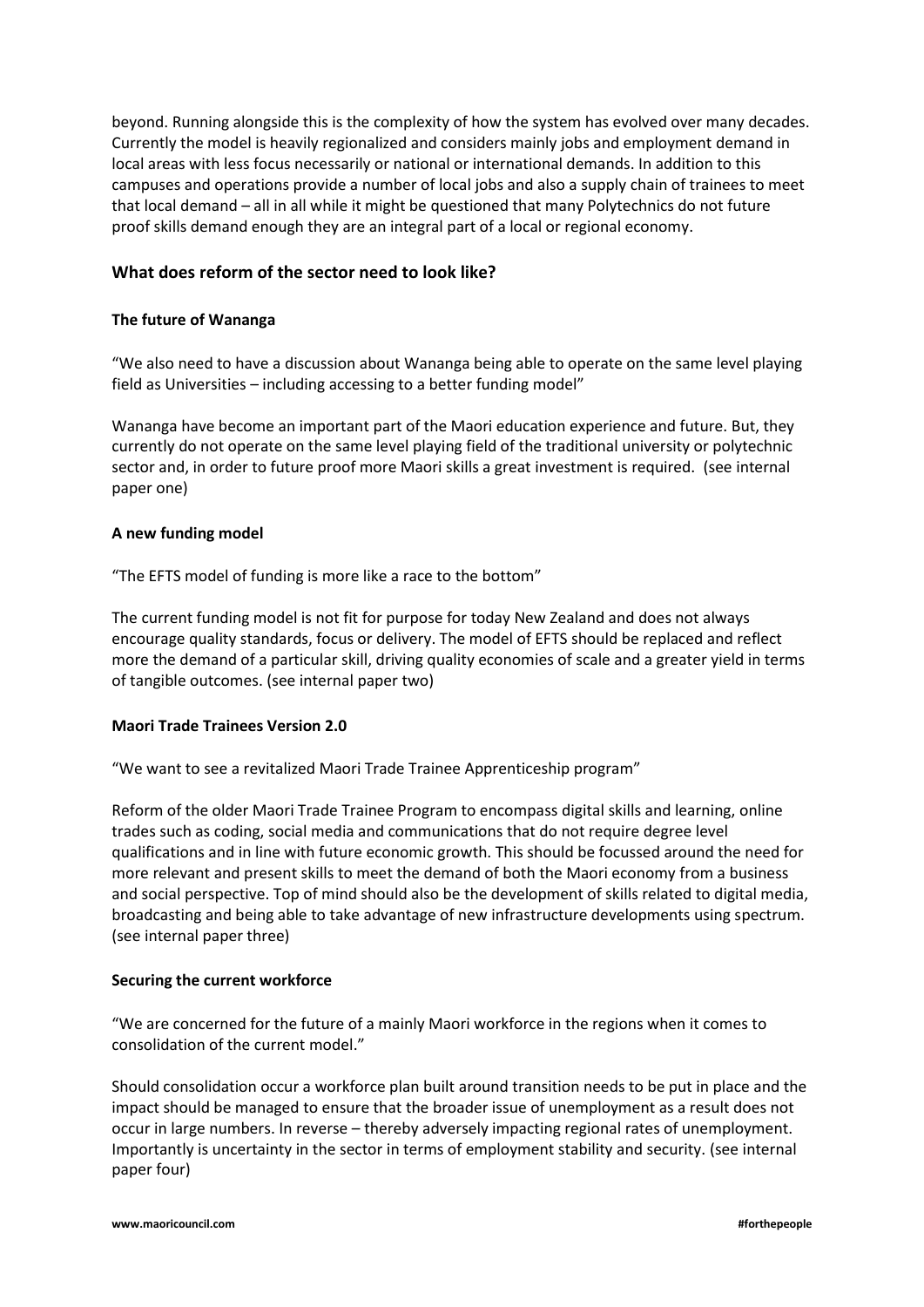beyond. Running alongside this is the complexity of how the system has evolved over many decades. Currently the model is heavily regionalized and considers mainly jobs and employment demand in local areas with less focus necessarily or national or international demands. In addition to this campuses and operations provide a number of local jobs and also a supply chain of trainees to meet that local demand – all in all while it might be questioned that many Polytechnics do not future proof skills demand enough they are an integral part of a local or regional economy.

## What does reform of the sector need to look like?

### The future of Wananga

"We also need to have a discussion about Wananga being able to operate on the same level playing field as Universities – including accessing to a better funding model"

Wananga have become an important part of the Maori education experience and future. But, they currently do not operate on the same level playing field of the traditional university or polytechnic sector and, in order to future proof more Maori skills a great investment is required. (see internal paper one)

### A new funding model

"The EFTS model of funding is more like a race to the bottom"

The current funding model is not fit for purpose for today New Zealand and does not always encourage quality standards, focus or delivery. The model of EFTS should be replaced and reflect more the demand of a particular skill, driving quality economies of scale and a greater yield in terms of tangible outcomes. (see internal paper two)

### Maori Trade Trainees Version 2.0

"We want to see a revitalized Maori Trade Trainee Apprenticeship program"

Reform of the older Maori Trade Trainee Program to encompass digital skills and learning, online trades such as coding, social media and communications that do not require degree level qualifications and in line with future economic growth. This should be focussed around the need for more relevant and present skills to meet the demand of both the Maori economy from a business and social perspective. Top of mind should also be the development of skills related to digital media, broadcasting and being able to take advantage of new infrastructure developments using spectrum. (see internal paper three)

### Securing the current workforce

"We are concerned for the future of a mainly Maori workforce in the regions when it comes to consolidation of the current model."

Should consolidation occur a workforce plan built around transition needs to be put in place and the impact should be managed to ensure that the broader issue of unemployment as a result does not occur in large numbers. In reverse – thereby adversely impacting regional rates of unemployment. Importantly is uncertainty in the sector in terms of employment stability and security. (see internal paper four)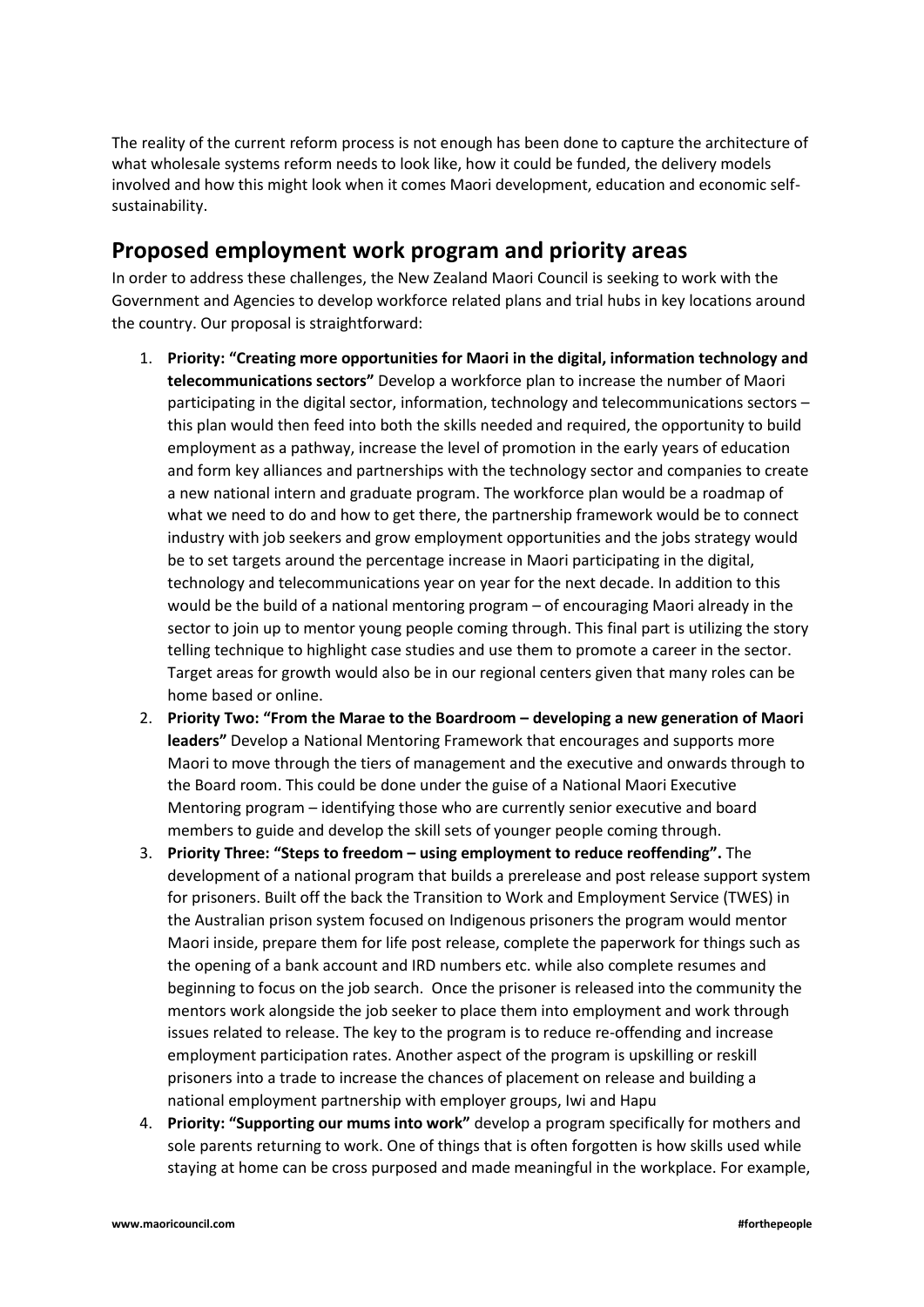The reality of the current reform process is not enough has been done to capture the architecture of what wholesale systems reform needs to look like, how it could be funded, the delivery models involved and how this might look when it comes Maori development, education and economic self-sustainability.

## Proposed employment work program and priority areas

In order to address these challenges, the New Zealand Maori Council is seeking to work with the Government and Agencies to develop workforce related plans and trial hubs in key locations around the country. Our proposal is straightforward:

1. **Priority: "Creating more opportunities for Maori in the digital, information technology and telecommunications sectors"** Develop a workforce plan to increase the number of Maori participating in the digital sector, information, technology and telecommunications sectors – this plan would then feed into both the skills needed and required, the opportunity to build employment as a pathway, increase the level of promotion in the early years of education and form key alliances and partnerships with the technology sector and companies to create a new national intern and graduate program. The workforce plan would be a roadmap of what we need to do and how to get there, the partnership framework would be to connect industry with job seekers and grow employment opportunities and the jobs strategy would be to set targets around the percentage increase in Maori participating in the digital, technology and telecommunications year on year for the next decade. In addition to this would be the build of a national mentoring program – of encouraging Maori already in the sector to join up to mentor young people coming through. This final part is utilizing the story telling technique to highlight case studies and use them to promote a career in the sector. Target areas for growth would also be in our regional centers given that many roles can be home based or online.
2. **Priority Two: "From the Marae to the Boardroom – developing a new generation of Maori leaders"** Develop a National Mentoring Framework that encourages and supports more Maori to move through the tiers of management and the executive and onwards through to the Board room. This could be done under the guise of a National Maori Executive Mentoring program – identifying those who are currently senior executive and board members to guide and develop the skill sets of younger people coming through.
3. **Priority Three: "Steps to freedom – using employment to reduce reoffending".** The development of a national program that builds a prerelease and post release support system for prisoners. Built off the back the Transition to Work and Employment Service (TWES) in the Australian prison system focused on Indigenous prisoners the program would mentor Maori inside, prepare them for life post release, complete the paperwork for things such as the opening of a bank account and IRD numbers etc. while also complete resumes and beginning to focus on the job search. Once the prisoner is released into the community the mentors work alongside the job seeker to place them into employment and work through issues related to release. The key to the program is to reduce re-offending and increase employment participation rates. Another aspect of the program is upskilling or reskill prisoners into a trade to increase the chances of placement on release and building a national employment partnership with employer groups, Iwi and Hapu
4. **Priority: "Supporting our mums into work"** develop a program specifically for mothers and sole parents returning to work. One of things that is often forgotten is how skills used while staying at home can be cross purposed and made meaningful in the workplace. For example,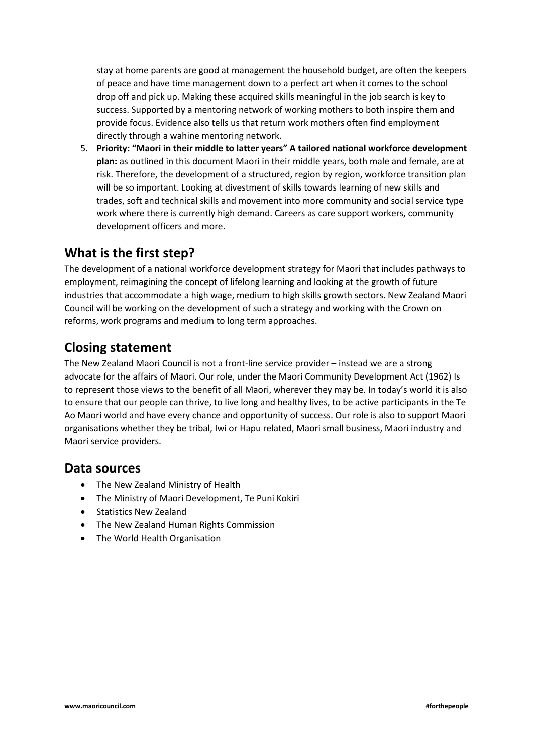stay at home parents are good at management the household budget, are often the keepers of peace and have time management down to a perfect art when it comes to the school drop off and pick up. Making these acquired skills meaningful in the job search is key to success. Supported by a mentoring network of working mothers to both inspire them and provide focus. Evidence also tells us that return work mothers often find employment directly through a wahine mentoring network.

5. **Priority: "Maori in their middle to latter years" A tailored national workforce development plan:** as outlined in this document Maori in their middle years, both male and female, are at risk. Therefore, the development of a structured, region by region, workforce transition plan will be so important. Looking at divestment of skills towards learning of new skills and trades, soft and technical skills and movement into more community and social service type work where there is currently high demand. Careers as care support workers, community development officers and more.

## What is the first step?

The development of a national workforce development strategy for Maori that includes pathways to employment, reimagining the concept of lifelong learning and looking at the growth of future industries that accommodate a high wage, medium to high skills growth sectors. New Zealand Maori Council will be working on the development of such a strategy and working with the Crown on reforms, work programs and medium to long term approaches.

## Closing statement

The New Zealand Maori Council is not a front-line service provider – instead we are a strong advocate for the affairs of Maori. Our role, under the Maori Community Development Act (1962) Is to represent those views to the benefit of all Maori, wherever they may be. In today's world it is also to ensure that our people can thrive, to live long and healthy lives, to be active participants in the Te Ao Maori world and have every chance and opportunity of success. Our role is also to support Maori organisations whether they be tribal, Iwi or Hapu related, Maori small business, Maori industry and Maori service providers.

## Data sources

- The New Zealand Ministry of Health
- The Ministry of Maori Development, Te Puni Kokiri
- Statistics New Zealand
- The New Zealand Human Rights Commission
- The World Health Organisation